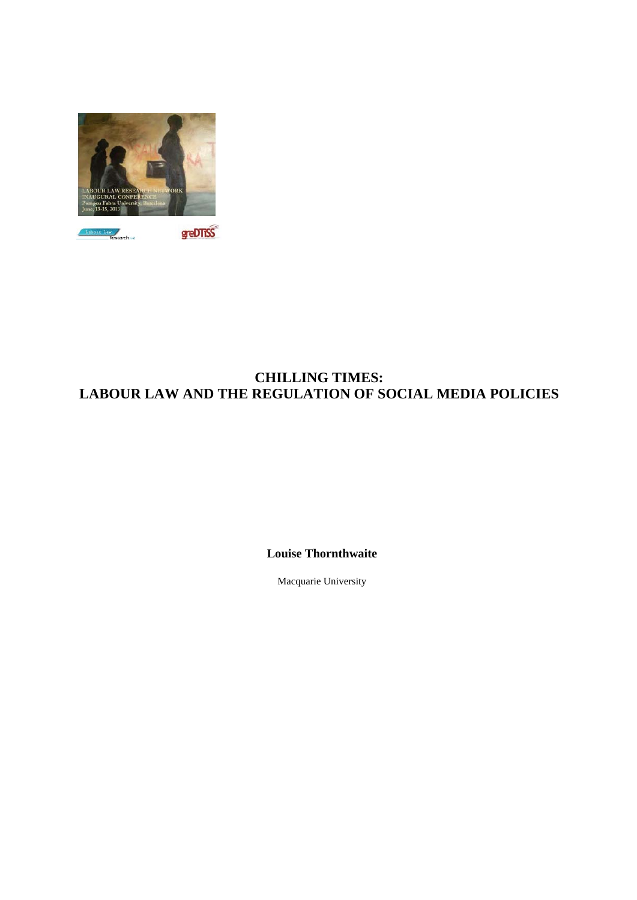# CHILLING TIMES:
# LABOUR LAW AND THE REGULATION OF SOCIAL MEDIA POLICIES

**Louise Thornthwaite**

Macquarie University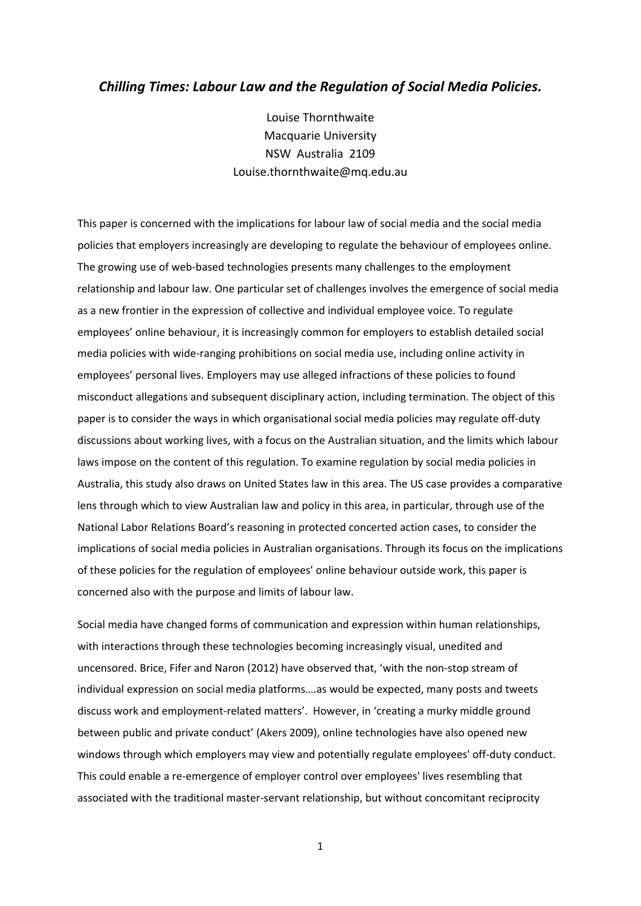# *Chilling Times: Labour Law and the Regulation of Social Media Policies.*

Louise Thornthwaite
Macquarie University
NSW Australia 2109
Louise.thornthwaite@mq.edu.au

This paper is concerned with the implications for labour law of social media and the social media policies that employers increasingly are developing to regulate the behaviour of employees online. The growing use of web-based technologies presents many challenges to the employment relationship and labour law. One particular set of challenges involves the emergence of social media as a new frontier in the expression of collective and individual employee voice. To regulate employees' online behaviour, it is increasingly common for employers to establish detailed social media policies with wide-ranging prohibitions on social media use, including online activity in employees' personal lives. Employers may use alleged infractions of these policies to found misconduct allegations and subsequent disciplinary action, including termination. The object of this paper is to consider the ways in which organisational social media policies may regulate off-duty discussions about working lives, with a focus on the Australian situation, and the limits which labour laws impose on the content of this regulation. To examine regulation by social media policies in Australia, this study also draws on United States law in this area. The US case provides a comparative lens through which to view Australian law and policy in this area, in particular, through use of the National Labor Relations Board's reasoning in protected concerted action cases, to consider the implications of social media policies in Australian organisations. Through its focus on the implications of these policies for the regulation of employees' online behaviour outside work, this paper is concerned also with the purpose and limits of labour law.

Social media have changed forms of communication and expression within human relationships, with interactions through these technologies becoming increasingly visual, unedited and uncensored. Brice, Fifer and Naron (2012) have observed that, 'with the non-stop stream of individual expression on social media platforms….as would be expected, many posts and tweets discuss work and employment-related matters'. However, in 'creating a murky middle ground between public and private conduct' (Akers 2009), online technologies have also opened new windows through which employers may view and potentially regulate employees' off-duty conduct. This could enable a re-emergence of employer control over employees' lives resembling that associated with the traditional master-servant relationship, but without concomitant reciprocity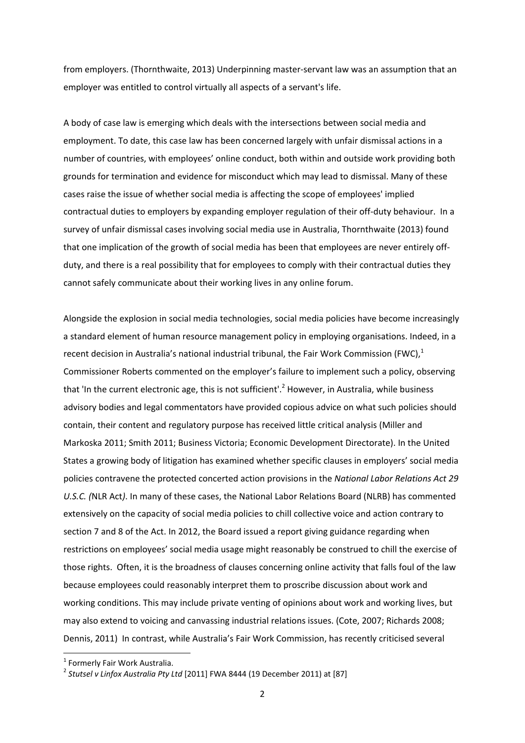from employers. (Thornthwaite, 2013) Underpinning master-servant law was an assumption that an employer was entitled to control virtually all aspects of a servant's life.

A body of case law is emerging which deals with the intersections between social media and employment. To date, this case law has been concerned largely with unfair dismissal actions in a number of countries, with employees' online conduct, both within and outside work providing both grounds for termination and evidence for misconduct which may lead to dismissal. Many of these cases raise the issue of whether social media is affecting the scope of employees' implied contractual duties to employers by expanding employer regulation of their off-duty behaviour. In a survey of unfair dismissal cases involving social media use in Australia, Thornthwaite (2013) found that one implication of the growth of social media has been that employees are never entirely off-duty, and there is a real possibility that for employees to comply with their contractual duties they cannot safely communicate about their working lives in any online forum.

Alongside the explosion in social media technologies, social media policies have become increasingly a standard element of human resource management policy in employing organisations. Indeed, in a recent decision in Australia's national industrial tribunal, the Fair Work Commission (FWC),[1] Commissioner Roberts commented on the employer's failure to implement such a policy, observing that 'In the current electronic age, this is not sufficient'.[2] However, in Australia, while business advisory bodies and legal commentators have provided copious advice on what such policies should contain, their content and regulatory purpose has received little critical analysis (Miller and Markoska 2011; Smith 2011; Business Victoria; Economic Development Directorate). In the United States a growing body of litigation has examined whether specific clauses in employers' social media policies contravene the protected concerted action provisions in the *National Labor Relations Act 29 U.S.C. (*NLR Act*)*. In many of these cases, the National Labor Relations Board (NLRB) has commented extensively on the capacity of social media policies to chill collective voice and action contrary to section 7 and 8 of the Act. In 2012, the Board issued a report giving guidance regarding when restrictions on employees' social media usage might reasonably be construed to chill the exercise of those rights. Often, it is the broadness of clauses concerning online activity that falls foul of the law because employees could reasonably interpret them to proscribe discussion about work and working conditions. This may include private venting of opinions about work and working lives, but may also extend to voicing and canvassing industrial relations issues. (Cote, 2007; Richards 2008; Dennis, 2011) In contrast, while Australia's Fair Work Commission, has recently criticised several

---

[1] Formerly Fair Work Australia.

[2] *Stutsel v Linfox Australia Pty Ltd* [2011] FWA 8444 (19 December 2011) at [87]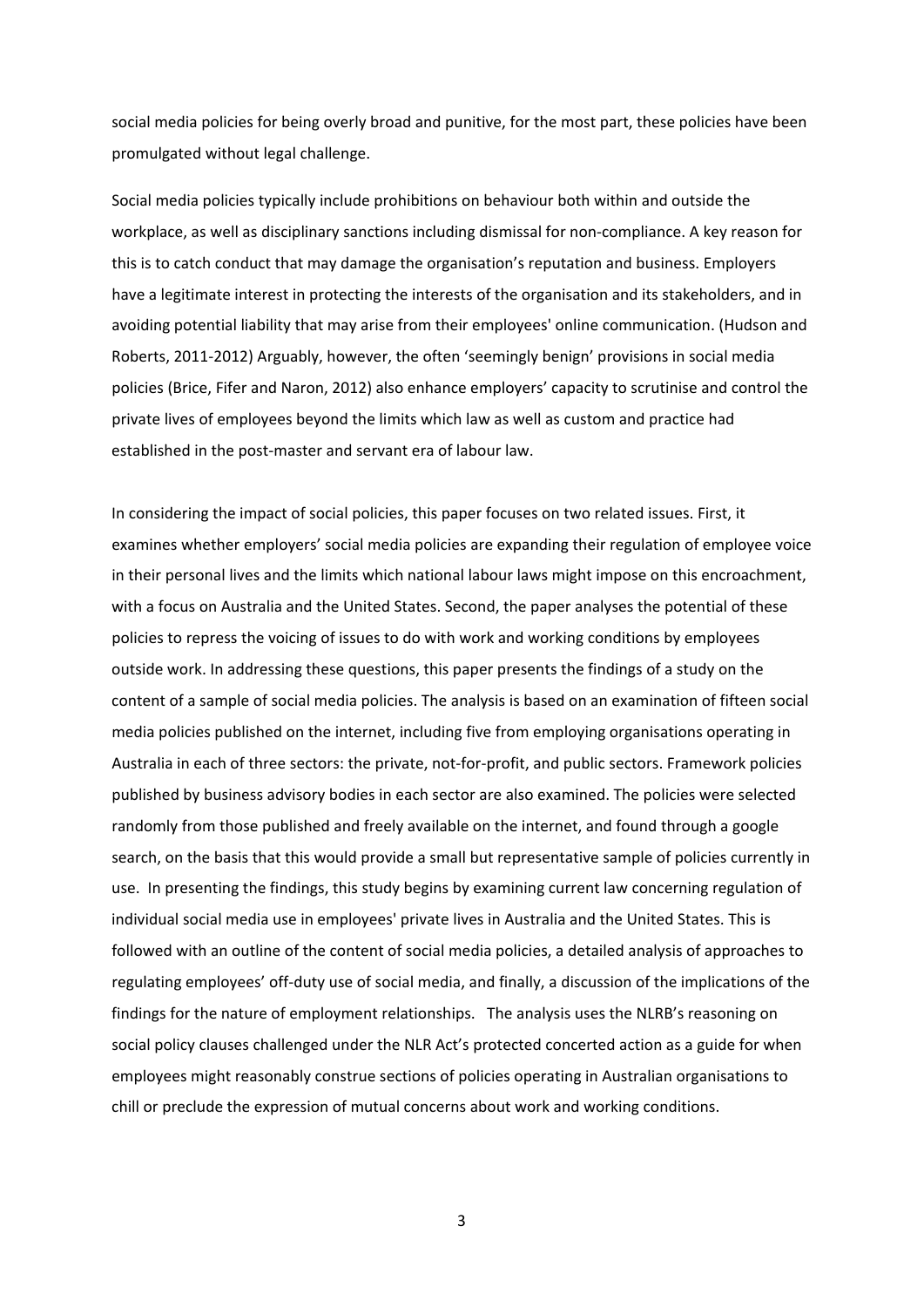social media policies for being overly broad and punitive, for the most part, these policies have been promulgated without legal challenge.

Social media policies typically include prohibitions on behaviour both within and outside the workplace, as well as disciplinary sanctions including dismissal for non-compliance. A key reason for this is to catch conduct that may damage the organisation's reputation and business. Employers have a legitimate interest in protecting the interests of the organisation and its stakeholders, and in avoiding potential liability that may arise from their employees' online communication. (Hudson and Roberts, 2011-2012) Arguably, however, the often 'seemingly benign' provisions in social media policies (Brice, Fifer and Naron, 2012) also enhance employers' capacity to scrutinise and control the private lives of employees beyond the limits which law as well as custom and practice had established in the post-master and servant era of labour law.

In considering the impact of social policies, this paper focuses on two related issues. First, it examines whether employers' social media policies are expanding their regulation of employee voice in their personal lives and the limits which national labour laws might impose on this encroachment, with a focus on Australia and the United States. Second, the paper analyses the potential of these policies to repress the voicing of issues to do with work and working conditions by employees outside work. In addressing these questions, this paper presents the findings of a study on the content of a sample of social media policies. The analysis is based on an examination of fifteen social media policies published on the internet, including five from employing organisations operating in Australia in each of three sectors: the private, not-for-profit, and public sectors. Framework policies published by business advisory bodies in each sector are also examined. The policies were selected randomly from those published and freely available on the internet, and found through a google search, on the basis that this would provide a small but representative sample of policies currently in use. In presenting the findings, this study begins by examining current law concerning regulation of individual social media use in employees' private lives in Australia and the United States. This is followed with an outline of the content of social media policies, a detailed analysis of approaches to regulating employees' off-duty use of social media, and finally, a discussion of the implications of the findings for the nature of employment relationships. The analysis uses the NLRB's reasoning on social policy clauses challenged under the NLR Act's protected concerted action as a guide for when employees might reasonably construe sections of policies operating in Australian organisations to chill or preclude the expression of mutual concerns about work and working conditions.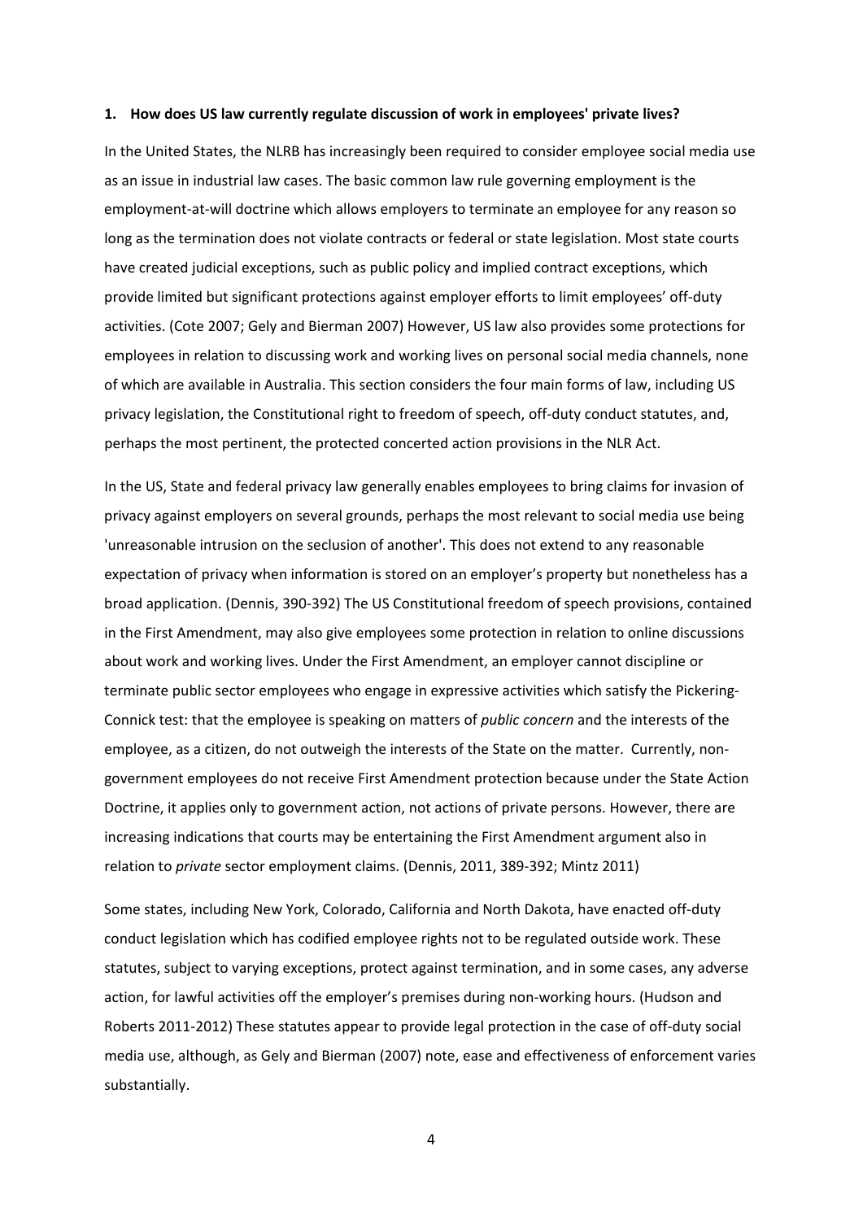**1. How does US law currently regulate discussion of work in employees' private lives?**

In the United States, the NLRB has increasingly been required to consider employee social media use as an issue in industrial law cases. The basic common law rule governing employment is the employment-at-will doctrine which allows employers to terminate an employee for any reason so long as the termination does not violate contracts or federal or state legislation. Most state courts have created judicial exceptions, such as public policy and implied contract exceptions, which provide limited but significant protections against employer efforts to limit employees' off-duty activities. (Cote 2007; Gely and Bierman 2007) However, US law also provides some protections for employees in relation to discussing work and working lives on personal social media channels, none of which are available in Australia. This section considers the four main forms of law, including US privacy legislation, the Constitutional right to freedom of speech, off-duty conduct statutes, and, perhaps the most pertinent, the protected concerted action provisions in the NLR Act.

In the US, State and federal privacy law generally enables employees to bring claims for invasion of privacy against employers on several grounds, perhaps the most relevant to social media use being 'unreasonable intrusion on the seclusion of another'. This does not extend to any reasonable expectation of privacy when information is stored on an employer's property but nonetheless has a broad application. (Dennis, 390-392) The US Constitutional freedom of speech provisions, contained in the First Amendment, may also give employees some protection in relation to online discussions about work and working lives. Under the First Amendment, an employer cannot discipline or terminate public sector employees who engage in expressive activities which satisfy the Pickering-Connick test: that the employee is speaking on matters of *public concern* and the interests of the employee, as a citizen, do not outweigh the interests of the State on the matter. Currently, non-government employees do not receive First Amendment protection because under the State Action Doctrine, it applies only to government action, not actions of private persons. However, there are increasing indications that courts may be entertaining the First Amendment argument also in relation to *private* sector employment claims. (Dennis, 2011, 389-392; Mintz 2011)

Some states, including New York, Colorado, California and North Dakota, have enacted off-duty conduct legislation which has codified employee rights not to be regulated outside work. These statutes, subject to varying exceptions, protect against termination, and in some cases, any adverse action, for lawful activities off the employer's premises during non-working hours. (Hudson and Roberts 2011-2012) These statutes appear to provide legal protection in the case of off-duty social media use, although, as Gely and Bierman (2007) note, ease and effectiveness of enforcement varies substantially.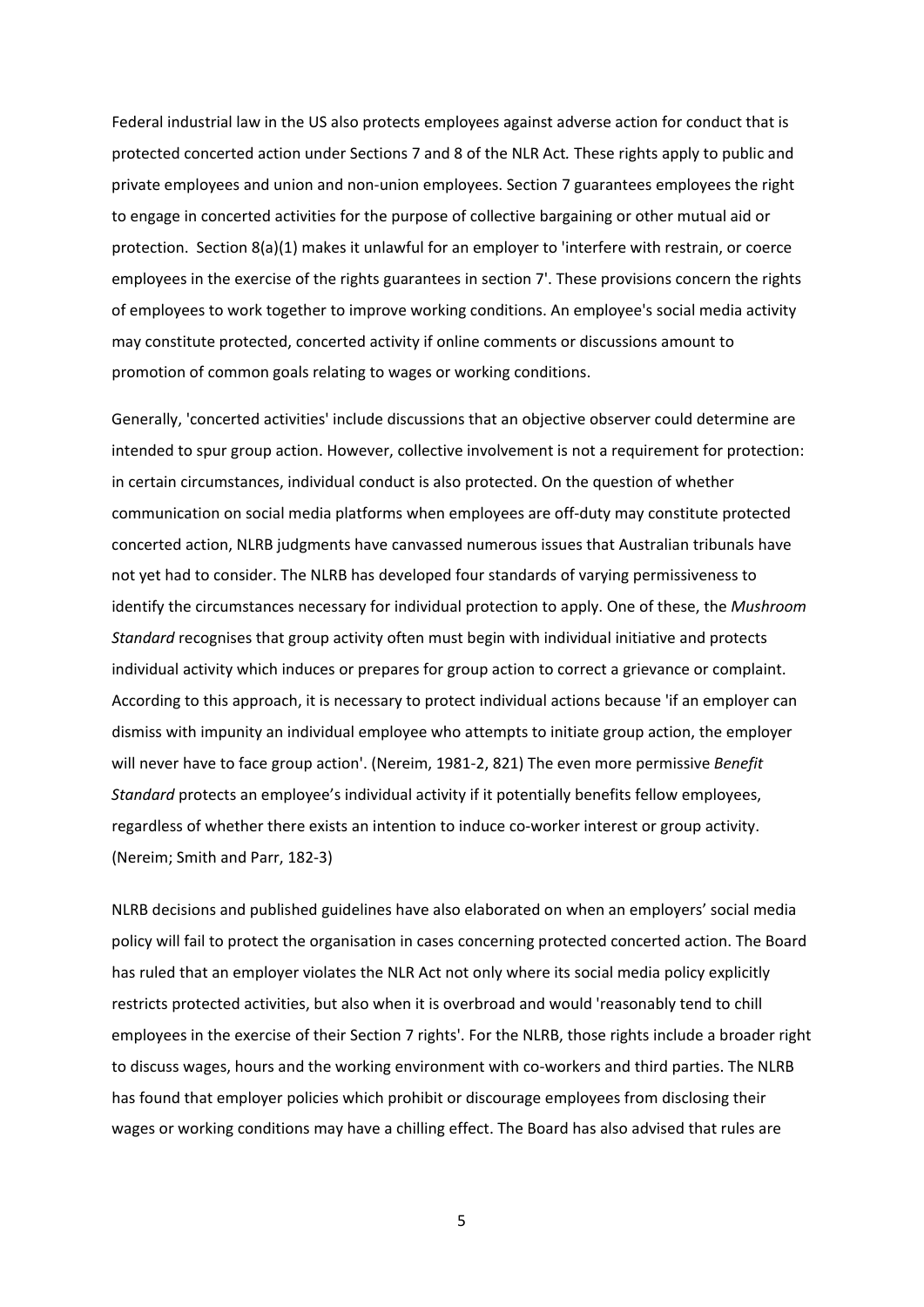Federal industrial law in the US also protects employees against adverse action for conduct that is protected concerted action under Sections 7 and 8 of the NLR Act*.* These rights apply to public and private employees and union and non-union employees. Section 7 guarantees employees the right to engage in concerted activities for the purpose of collective bargaining or other mutual aid or protection. Section 8(a)(1) makes it unlawful for an employer to 'interfere with restrain, or coerce employees in the exercise of the rights guarantees in section 7'. These provisions concern the rights of employees to work together to improve working conditions. An employee's social media activity may constitute protected, concerted activity if online comments or discussions amount to promotion of common goals relating to wages or working conditions.

Generally, 'concerted activities' include discussions that an objective observer could determine are intended to spur group action. However, collective involvement is not a requirement for protection: in certain circumstances, individual conduct is also protected. On the question of whether communication on social media platforms when employees are off-duty may constitute protected concerted action, NLRB judgments have canvassed numerous issues that Australian tribunals have not yet had to consider. The NLRB has developed four standards of varying permissiveness to identify the circumstances necessary for individual protection to apply. One of these, the *Mushroom Standard* recognises that group activity often must begin with individual initiative and protects individual activity which induces or prepares for group action to correct a grievance or complaint. According to this approach, it is necessary to protect individual actions because 'if an employer can dismiss with impunity an individual employee who attempts to initiate group action, the employer will never have to face group action'. (Nereim, 1981-2, 821) The even more permissive *Benefit Standard* protects an employee's individual activity if it potentially benefits fellow employees, regardless of whether there exists an intention to induce co-worker interest or group activity. (Nereim; Smith and Parr, 182-3)

NLRB decisions and published guidelines have also elaborated on when an employers' social media policy will fail to protect the organisation in cases concerning protected concerted action. The Board has ruled that an employer violates the NLR Act not only where its social media policy explicitly restricts protected activities, but also when it is overbroad and would 'reasonably tend to chill employees in the exercise of their Section 7 rights'. For the NLRB, those rights include a broader right to discuss wages, hours and the working environment with co-workers and third parties. The NLRB has found that employer policies which prohibit or discourage employees from disclosing their wages or working conditions may have a chilling effect. The Board has also advised that rules are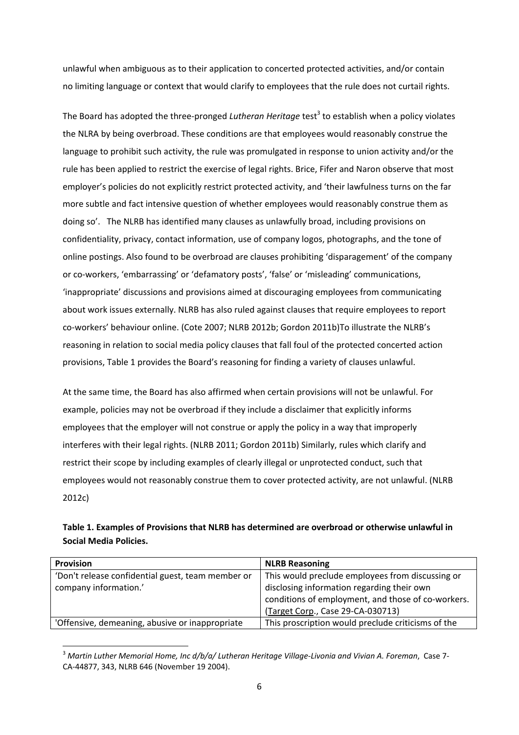unlawful when ambiguous as to their application to concerted protected activities, and/or contain no limiting language or context that would clarify to employees that the rule does not curtail rights.

The Board has adopted the three-pronged *Lutheran Heritage* test[3] to establish when a policy violates the NLRA by being overbroad. These conditions are that employees would reasonably construe the language to prohibit such activity, the rule was promulgated in response to union activity and/or the rule has been applied to restrict the exercise of legal rights. Brice, Fifer and Naron observe that most employer's policies do not explicitly restrict protected activity, and 'their lawfulness turns on the far more subtle and fact intensive question of whether employees would reasonably construe them as doing so'. The NLRB has identified many clauses as unlawfully broad, including provisions on confidentiality, privacy, contact information, use of company logos, photographs, and the tone of online postings. Also found to be overbroad are clauses prohibiting 'disparagement' of the company or co-workers, 'embarrassing' or 'defamatory posts', 'false' or 'misleading' communications, 'inappropriate' discussions and provisions aimed at discouraging employees from communicating about work issues externally. NLRB has also ruled against clauses that require employees to report co-workers' behaviour online. (Cote 2007; NLRB 2012b; Gordon 2011b)To illustrate the NLRB's reasoning in relation to social media policy clauses that fall foul of the protected concerted action provisions, Table 1 provides the Board's reasoning for finding a variety of clauses unlawful.

At the same time, the Board has also affirmed when certain provisions will not be unlawful. For example, policies may not be overbroad if they include a disclaimer that explicitly informs employees that the employer will not construe or apply the policy in a way that improperly interferes with their legal rights. (NLRB 2011; Gordon 2011b) Similarly, rules which clarify and restrict their scope by including examples of clearly illegal or unprotected conduct, such that employees would not reasonably construe them to cover protected activity, are not unlawful. (NLRB 2012c)

**Table 1. Examples of Provisions that NLRB has determined are overbroad or otherwise unlawful in Social Media Policies.**

| Provision | NLRB Reasoning |
| --- | --- |
| 'Don't release confidential guest, team member or company information.' | This would preclude employees from discussing or disclosing information regarding their own conditions of employment, and those of co-workers. (Target Corp., Case 29-CA-030713) |
| 'Offensive, demeaning, abusive or inappropriate | This proscription would preclude criticisms of the |

[3] *Martin Luther Memorial Home, Inc d/b/a/ Lutheran Heritage Village-Livonia and Vivian A. Foreman*, Case 7-CA-44877, 343, NLRB 646 (November 19 2004).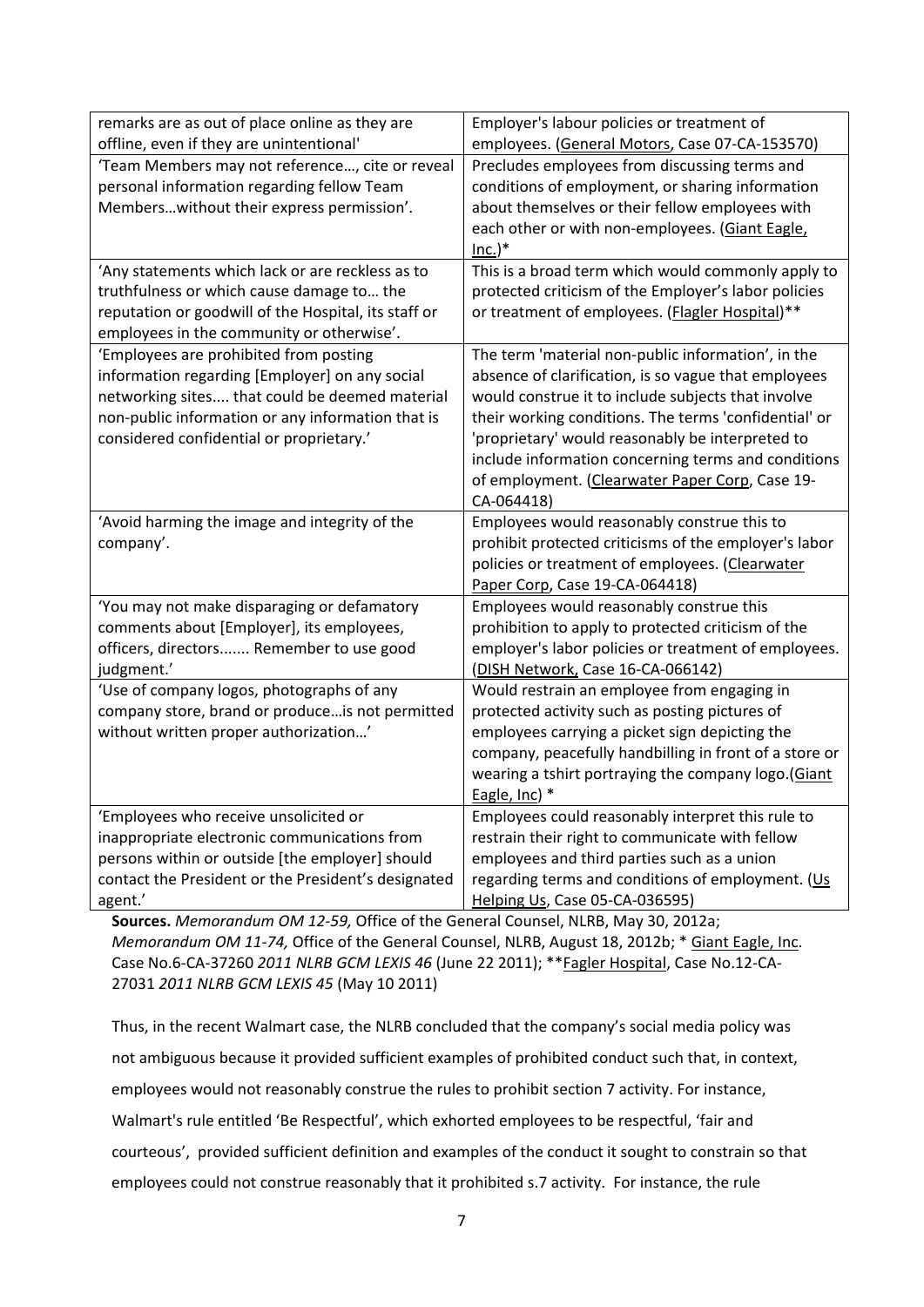| | |
|---|---|
| remarks are as out of place online as they are offline, even if they are unintentional' | Employer's labour policies or treatment of employees. (General Motors, Case 07-CA-153570) |
| 'Team Members may not reference…, cite or reveal personal information regarding fellow Team Members…without their express permission'. | Precludes employees from discussing terms and conditions of employment, or sharing information about themselves or their fellow employees with each other or with non-employees. (Giant Eagle, Inc.)* |
| 'Any statements which lack or are reckless as to truthfulness or which cause damage to… the reputation or goodwill of the Hospital, its staff or employees in the community or otherwise'. | This is a broad term which would commonly apply to protected criticism of the Employer's labor policies or treatment of employees. (Flagler Hospital)** |
| 'Employees are prohibited from posting information regarding [Employer] on any social networking sites.... that could be deemed material non-public information or any information that is considered confidential or proprietary.' | The term 'material non-public information', in the absence of clarification, is so vague that employees would construe it to include subjects that involve their working conditions. The terms 'confidential' or 'proprietary' would reasonably be interpreted to include information concerning terms and conditions of employment. (Clearwater Paper Corp, Case 19-CA-064418) |
| 'Avoid harming the image and integrity of the company'. | Employees would reasonably construe this to prohibit protected criticisms of the employer's labor policies or treatment of employees. (Clearwater Paper Corp, Case 19-CA-064418) |
| 'You may not make disparaging or defamatory comments about [Employer], its employees, officers, directors....... Remember to use good judgment.' | Employees would reasonably construe this prohibition to apply to protected criticism of the employer's labor policies or treatment of employees. (DISH Network, Case 16-CA-066142) |
| 'Use of company logos, photographs of any company store, brand or produce…is not permitted without written proper authorization…' | Would restrain an employee from engaging in protected activity such as posting pictures of employees carrying a picket sign depicting the company, peacefully handbilling in front of a store or wearing a tshirt portraying the company logo.(Giant Eagle, Inc) * |
| 'Employees who receive unsolicited or inappropriate electronic communications from persons within or outside [the employer] should contact the President or the President's designated agent.' | Employees could reasonably interpret this rule to restrain their right to communicate with fellow employees and third parties such as a union regarding terms and conditions of employment. (Us Helping Us, Case 05-CA-036595) |

**Sources.** *Memorandum OM 12-59,* Office of the General Counsel, NLRB, May 30, 2012a; *Memorandum OM 11-74,* Office of the General Counsel, NLRB, August 18, 2012b; * Giant Eagle, Inc. Case No.6-CA-37260 *2011 NLRB GCM LEXIS 46* (June 22 2011); **Fagler Hospital, Case No.12-CA-27031 *2011 NLRB GCM LEXIS 45* (May 10 2011)

Thus, in the recent Walmart case, the NLRB concluded that the company's social media policy was not ambiguous because it provided sufficient examples of prohibited conduct such that, in context, employees would not reasonably construe the rules to prohibit section 7 activity. For instance, Walmart's rule entitled 'Be Respectful', which exhorted employees to be respectful, 'fair and courteous', provided sufficient definition and examples of the conduct it sought to constrain so that employees could not construe reasonably that it prohibited s.7 activity. For instance, the rule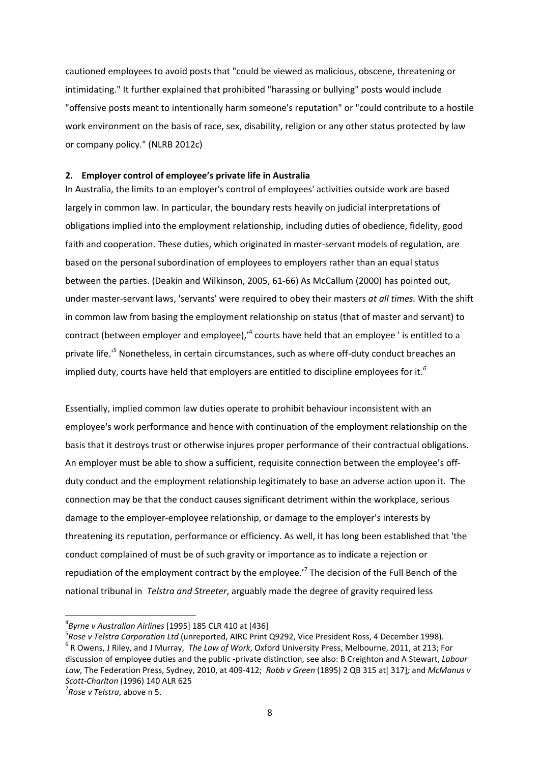cautioned employees to avoid posts that "could be viewed as malicious, obscene, threatening or intimidating." It further explained that prohibited "harassing or bullying" posts would include "offensive posts meant to intentionally harm someone's reputation" or "could contribute to a hostile work environment on the basis of race, sex, disability, religion or any other status protected by law or company policy." (NLRB 2012c)

**2. Employer control of employee's private life in Australia**

In Australia, the limits to an employer's control of employees' activities outside work are based largely in common law. In particular, the boundary rests heavily on judicial interpretations of obligations implied into the employment relationship, including duties of obedience, fidelity, good faith and cooperation. These duties, which originated in master-servant models of regulation, are based on the personal subordination of employees to employers rather than an equal status between the parties. (Deakin and Wilkinson, 2005, 61-66) As McCallum (2000) has pointed out, under master-servant laws, 'servants' were required to obey their masters *at all times.* With the shift in common law from basing the employment relationship on status (that of master and servant) to contract (between employer and employee),'[4] courts have held that an employee ' is entitled to a private life.'[5] Nonetheless, in certain circumstances, such as where off-duty conduct breaches an implied duty, courts have held that employers are entitled to discipline employees for it.[6]

Essentially, implied common law duties operate to prohibit behaviour inconsistent with an employee's work performance and hence with continuation of the employment relationship on the basis that it destroys trust or otherwise injures proper performance of their contractual obligations. An employer must be able to show a sufficient, requisite connection between the employee's off-duty conduct and the employment relationship legitimately to base an adverse action upon it. The connection may be that the conduct causes significant detriment within the workplace, serious damage to the employer-employee relationship, or damage to the employer's interests by threatening its reputation, performance or efficiency. As well, it has long been established that 'the conduct complained of must be of such gravity or importance as to indicate a rejection or repudiation of the employment contract by the employee.'[7] The decision of the Full Bench of the national tribunal in *Telstra and Streeter*, arguably made the degree of gravity required less

---

[4] *Byrne v Australian Airlines* [1995] 185 CLR 410 at [436]

[5] *Rose v Telstra Corporation Ltd* (unreported, AIRC Print Q9292, Vice President Ross, 4 December 1998).

[6] R Owens, J Riley, and J Murray, *The Law of Work*, Oxford University Press, Melbourne, 2011, at 213; For discussion of employee duties and the public -private distinction, see also: B Creighton and A Stewart, *Labour Law,* The Federation Press, Sydney, 2010, at 409-412; *Robb v Green* (1895) 2 QB 315 at[ 317]*;* and *McManus v Scott-Charlton* (1996) 140 ALR 625

[7] *Rose v Telstra*, above n 5.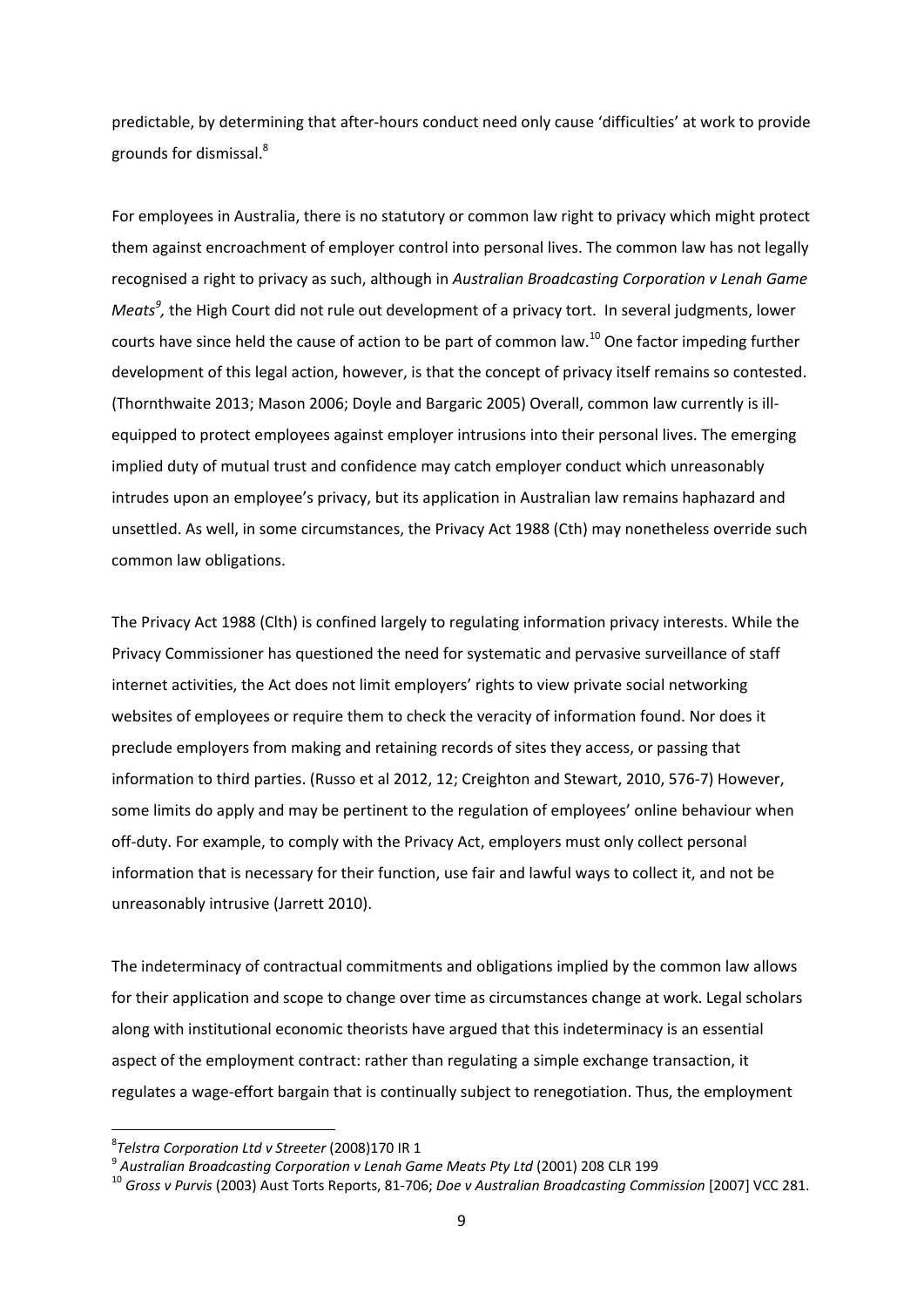predictable, by determining that after-hours conduct need only cause 'difficulties' at work to provide grounds for dismissal.[8]

For employees in Australia, there is no statutory or common law right to privacy which might protect them against encroachment of employer control into personal lives. The common law has not legally recognised a right to privacy as such, although in *Australian Broadcasting Corporation v Lenah Game Meats*[9], the High Court did not rule out development of a privacy tort. In several judgments, lower courts have since held the cause of action to be part of common law.[10] One factor impeding further development of this legal action, however, is that the concept of privacy itself remains so contested. (Thornthwaite 2013; Mason 2006; Doyle and Bargaric 2005) Overall, common law currently is ill-equipped to protect employees against employer intrusions into their personal lives. The emerging implied duty of mutual trust and confidence may catch employer conduct which unreasonably intrudes upon an employee's privacy, but its application in Australian law remains haphazard and unsettled. As well, in some circumstances, the Privacy Act 1988 (Cth) may nonetheless override such common law obligations.

The Privacy Act 1988 (Clth) is confined largely to regulating information privacy interests. While the Privacy Commissioner has questioned the need for systematic and pervasive surveillance of staff internet activities, the Act does not limit employers' rights to view private social networking websites of employees or require them to check the veracity of information found. Nor does it preclude employers from making and retaining records of sites they access, or passing that information to third parties. (Russo et al 2012, 12; Creighton and Stewart, 2010, 576-7) However, some limits do apply and may be pertinent to the regulation of employees' online behaviour when off-duty. For example, to comply with the Privacy Act, employers must only collect personal information that is necessary for their function, use fair and lawful ways to collect it, and not be unreasonably intrusive (Jarrett 2010).

The indeterminacy of contractual commitments and obligations implied by the common law allows for their application and scope to change over time as circumstances change at work. Legal scholars along with institutional economic theorists have argued that this indeterminacy is an essential aspect of the employment contract: rather than regulating a simple exchange transaction, it regulates a wage-effort bargain that is continually subject to renegotiation. Thus, the employment

---

[8] *Telstra Corporation Ltd v Streeter* (2008)170 IR 1

[9] *Australian Broadcasting Corporation v Lenah Game Meats Pty Ltd* (2001) 208 CLR 199

[10] *Gross v Purvis* (2003) Aust Torts Reports, 81-706; *Doe v Australian Broadcasting Commission* [2007] VCC 281.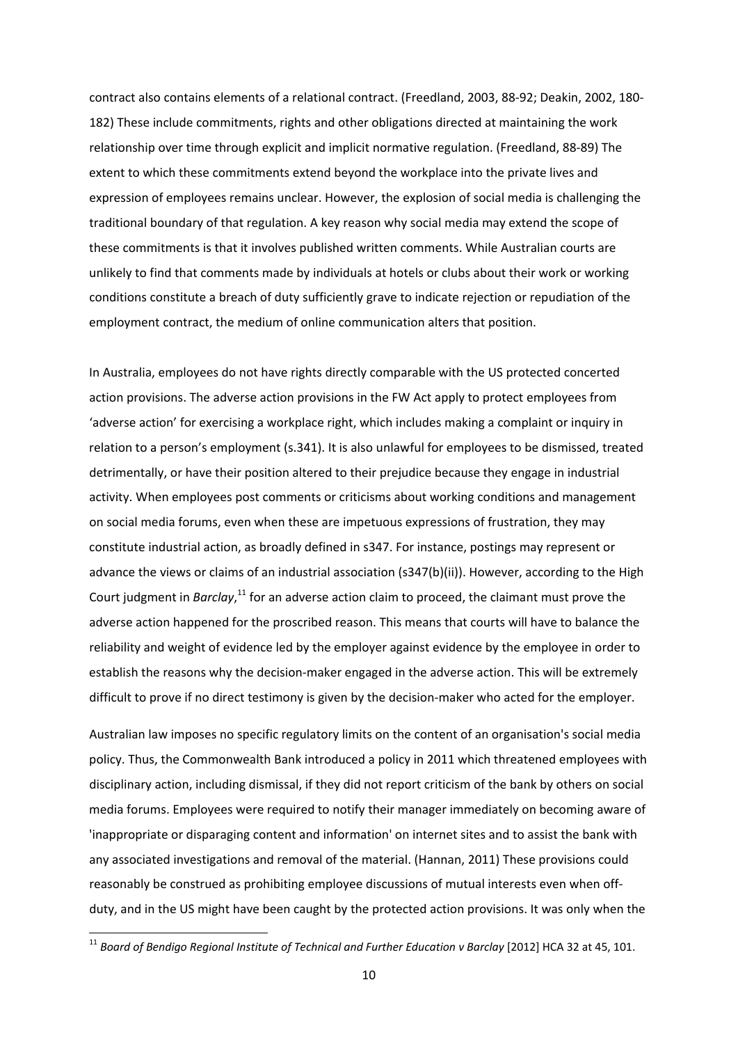contract also contains elements of a relational contract. (Freedland, 2003, 88-92; Deakin, 2002, 180-182) These include commitments, rights and other obligations directed at maintaining the work relationship over time through explicit and implicit normative regulation. (Freedland, 88-89) The extent to which these commitments extend beyond the workplace into the private lives and expression of employees remains unclear. However, the explosion of social media is challenging the traditional boundary of that regulation. A key reason why social media may extend the scope of these commitments is that it involves published written comments. While Australian courts are unlikely to find that comments made by individuals at hotels or clubs about their work or working conditions constitute a breach of duty sufficiently grave to indicate rejection or repudiation of the employment contract, the medium of online communication alters that position.

In Australia, employees do not have rights directly comparable with the US protected concerted action provisions. The adverse action provisions in the FW Act apply to protect employees from 'adverse action' for exercising a workplace right, which includes making a complaint or inquiry in relation to a person's employment (s.341). It is also unlawful for employees to be dismissed, treated detrimentally, or have their position altered to their prejudice because they engage in industrial activity. When employees post comments or criticisms about working conditions and management on social media forums, even when these are impetuous expressions of frustration, they may constitute industrial action, as broadly defined in s347. For instance, postings may represent or advance the views or claims of an industrial association (s347(b)(ii)). However, according to the High Court judgment in *Barclay*,[11] for an adverse action claim to proceed, the claimant must prove the adverse action happened for the proscribed reason. This means that courts will have to balance the reliability and weight of evidence led by the employer against evidence by the employee in order to establish the reasons why the decision-maker engaged in the adverse action. This will be extremely difficult to prove if no direct testimony is given by the decision-maker who acted for the employer.

Australian law imposes no specific regulatory limits on the content of an organisation's social media policy. Thus, the Commonwealth Bank introduced a policy in 2011 which threatened employees with disciplinary action, including dismissal, if they did not report criticism of the bank by others on social media forums. Employees were required to notify their manager immediately on becoming aware of 'inappropriate or disparaging content and information' on internet sites and to assist the bank with any associated investigations and removal of the material. (Hannan, 2011) These provisions could reasonably be construed as prohibiting employee discussions of mutual interests even when off-duty, and in the US might have been caught by the protected action provisions. It was only when the

[11] *Board of Bendigo Regional Institute of Technical and Further Education v Barclay* [2012] HCA 32 at 45, 101.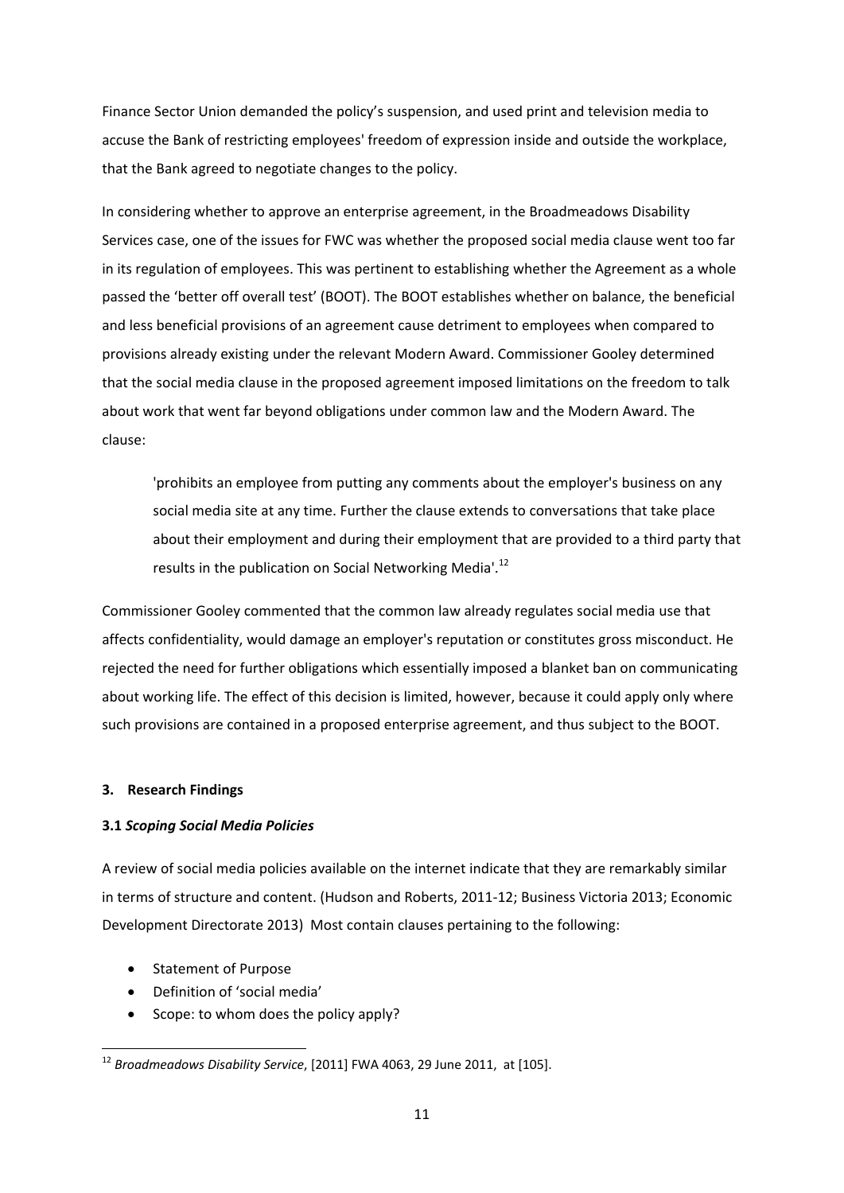Finance Sector Union demanded the policy's suspension, and used print and television media to accuse the Bank of restricting employees' freedom of expression inside and outside the workplace, that the Bank agreed to negotiate changes to the policy.

In considering whether to approve an enterprise agreement, in the Broadmeadows Disability Services case, one of the issues for FWC was whether the proposed social media clause went too far in its regulation of employees. This was pertinent to establishing whether the Agreement as a whole passed the 'better off overall test' (BOOT). The BOOT establishes whether on balance, the beneficial and less beneficial provisions of an agreement cause detriment to employees when compared to provisions already existing under the relevant Modern Award. Commissioner Gooley determined that the social media clause in the proposed agreement imposed limitations on the freedom to talk about work that went far beyond obligations under common law and the Modern Award. The clause:

> 'prohibits an employee from putting any comments about the employer's business on any social media site at any time. Further the clause extends to conversations that take place about their employment and during their employment that are provided to a third party that results in the publication on Social Networking Media'.[12]

Commissioner Gooley commented that the common law already regulates social media use that affects confidentiality, would damage an employer's reputation or constitutes gross misconduct. He rejected the need for further obligations which essentially imposed a blanket ban on communicating about working life. The effect of this decision is limited, however, because it could apply only where such provisions are contained in a proposed enterprise agreement, and thus subject to the BOOT.

### 3. Research Findings

#### 3.1 *Scoping Social Media Policies*

A review of social media policies available on the internet indicate that they are remarkably similar in terms of structure and content. (Hudson and Roberts, 2011-12; Business Victoria 2013; Economic Development Directorate 2013) Most contain clauses pertaining to the following:

- Statement of Purpose
- Definition of 'social media'
- Scope: to whom does the policy apply?

---

[12] *Broadmeadows Disability Service*, [2011] FWA 4063, 29 June 2011, at [105].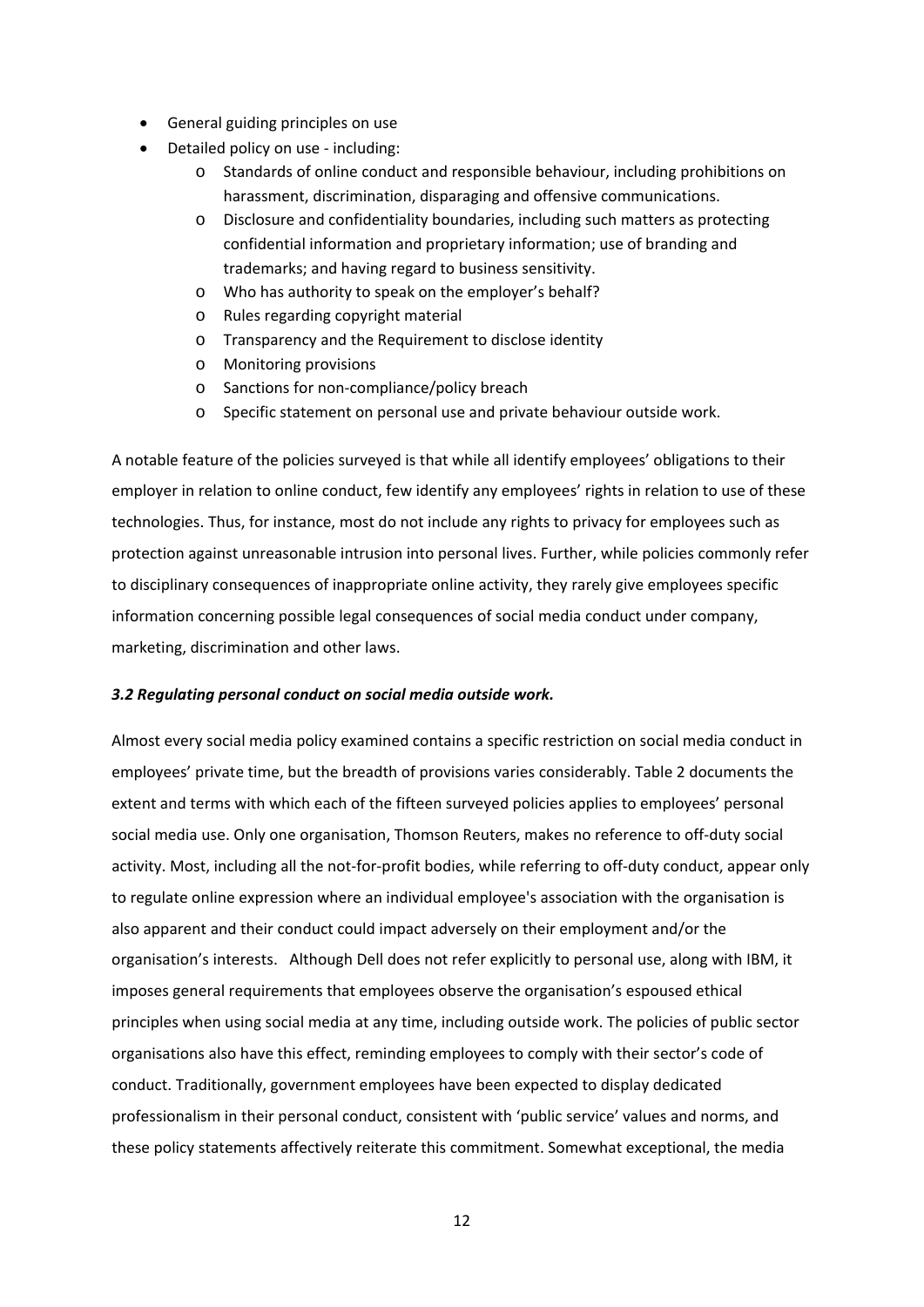- General guiding principles on use
- Detailed policy on use - including:
    - Standards of online conduct and responsible behaviour, including prohibitions on harassment, discrimination, disparaging and offensive communications.
    - Disclosure and confidentiality boundaries, including such matters as protecting confidential information and proprietary information; use of branding and trademarks; and having regard to business sensitivity.
    - Who has authority to speak on the employer's behalf?
    - Rules regarding copyright material
    - Transparency and the Requirement to disclose identity
    - Monitoring provisions
    - Sanctions for non-compliance/policy breach
    - Specific statement on personal use and private behaviour outside work.

A notable feature of the policies surveyed is that while all identify employees' obligations to their employer in relation to online conduct, few identify any employees' rights in relation to use of these technologies. Thus, for instance, most do not include any rights to privacy for employees such as protection against unreasonable intrusion into personal lives. Further, while policies commonly refer to disciplinary consequences of inappropriate online activity, they rarely give employees specific information concerning possible legal consequences of social media conduct under company, marketing, discrimination and other laws.

### *3.2 Regulating personal conduct on social media outside work.*

Almost every social media policy examined contains a specific restriction on social media conduct in employees' private time, but the breadth of provisions varies considerably. Table 2 documents the extent and terms with which each of the fifteen surveyed policies applies to employees' personal social media use. Only one organisation, Thomson Reuters, makes no reference to off-duty social activity. Most, including all the not-for-profit bodies, while referring to off-duty conduct, appear only to regulate online expression where an individual employee's association with the organisation is also apparent and their conduct could impact adversely on their employment and/or the organisation's interests. Although Dell does not refer explicitly to personal use, along with IBM, it imposes general requirements that employees observe the organisation's espoused ethical principles when using social media at any time, including outside work. The policies of public sector organisations also have this effect, reminding employees to comply with their sector's code of conduct. Traditionally, government employees have been expected to display dedicated professionalism in their personal conduct, consistent with 'public service' values and norms, and these policy statements affectively reiterate this commitment. Somewhat exceptional, the media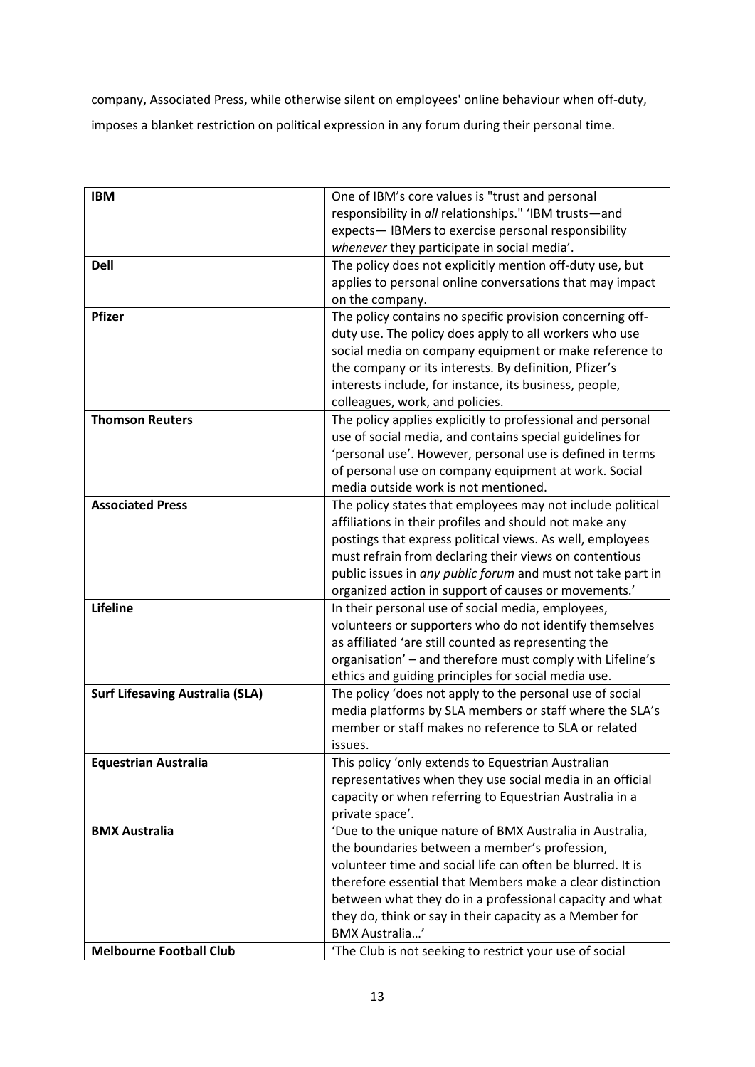company, Associated Press, while otherwise silent on employees' online behaviour when off-duty, imposes a blanket restriction on political expression in any forum during their personal time.

| | |
|---|---|
| **IBM** | One of IBM's core values is "trust and personal responsibility in *all* relationships." 'IBM trusts—and expects— IBMers to exercise personal responsibility *whenever* they participate in social media'. |
| **Dell** | The policy does not explicitly mention off-duty use, but applies to personal online conversations that may impact on the company. |
| **Pfizer** | The policy contains no specific provision concerning off-duty use. The policy does apply to all workers who use social media on company equipment or make reference to the company or its interests. By definition, Pfizer's interests include, for instance, its business, people, colleagues, work, and policies. |
| **Thomson Reuters** | The policy applies explicitly to professional and personal use of social media, and contains special guidelines for 'personal use'. However, personal use is defined in terms of personal use on company equipment at work. Social media outside work is not mentioned. |
| **Associated Press** | The policy states that employees may not include political affiliations in their profiles and should not make any postings that express political views. As well, employees must refrain from declaring their views on contentious public issues in *any public forum* and must not take part in organized action in support of causes or movements.' |
| **Lifeline** | In their personal use of social media, employees, volunteers or supporters who do not identify themselves as affiliated 'are still counted as representing the organisation' – and therefore must comply with Lifeline's ethics and guiding principles for social media use. |
| **Surf Lifesaving Australia (SLA)** | The policy 'does not apply to the personal use of social media platforms by SLA members or staff where the SLA's member or staff makes no reference to SLA or related issues. |
| **Equestrian Australia** | This policy 'only extends to Equestrian Australian representatives when they use social media in an official capacity or when referring to Equestrian Australia in a private space'. |
| **BMX Australia** | 'Due to the unique nature of BMX Australia in Australia, the boundaries between a member's profession, volunteer time and social life can often be blurred. It is therefore essential that Members make a clear distinction between what they do in a professional capacity and what they do, think or say in their capacity as a Member for BMX Australia…' |
| **Melbourne Football Club** | 'The Club is not seeking to restrict your use of social |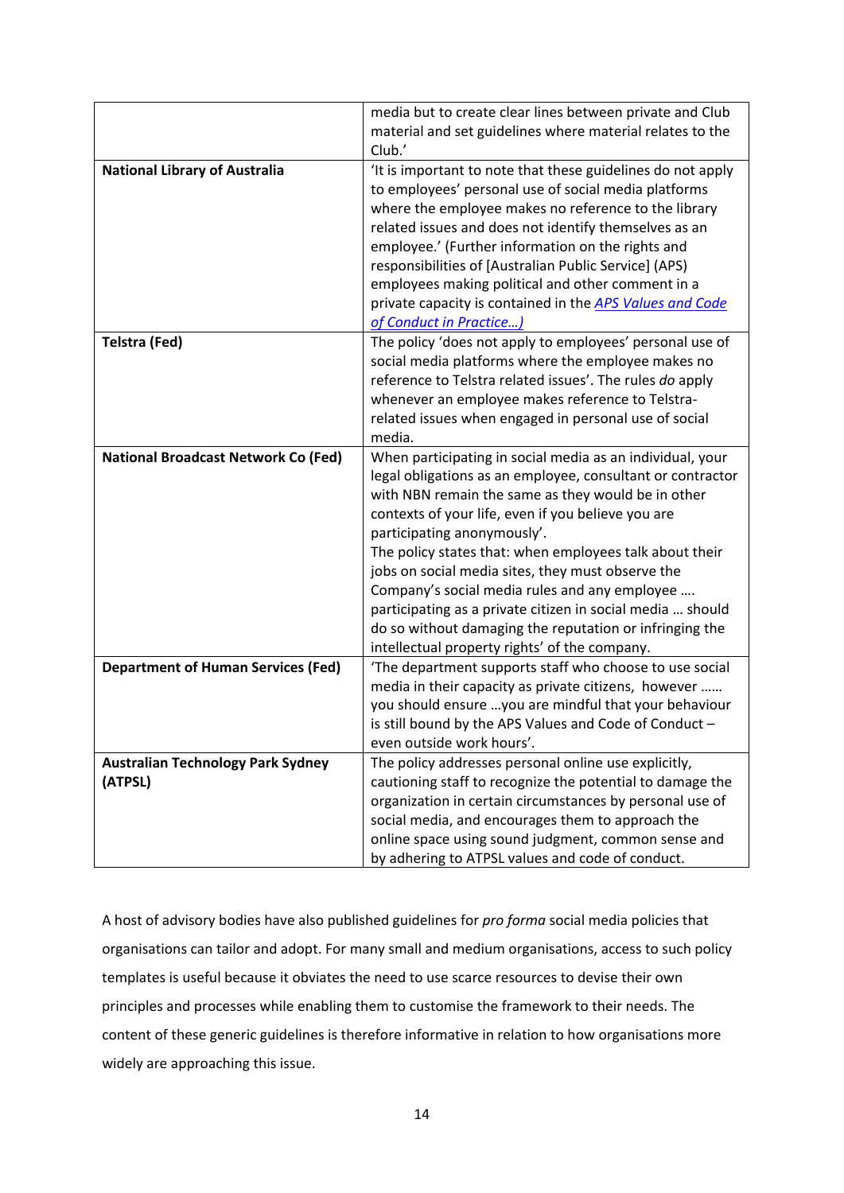| | |
|---|---|
| | media but to create clear lines between private and Club material and set guidelines where material relates to the Club.' |
| **National Library of Australia** | 'It is important to note that these guidelines do not apply to employees' personal use of social media platforms where the employee makes no reference to the library related issues and does not identify themselves as an employee.' (Further information on the rights and responsibilities of [Australian Public Service] (APS) employees making political and other comment in a private capacity is contained in the *APS Values and Code of Conduct in Practice…)* |
| **Telstra (Fed)** | The policy 'does not apply to employees' personal use of social media platforms where the employee makes no reference to Telstra related issues'. The rules *do* apply whenever an employee makes reference to Telstra-related issues when engaged in personal use of social media. |
| **National Broadcast Network Co (Fed)** | When participating in social media as an individual, your legal obligations as an employee, consultant or contractor with NBN remain the same as they would be in other contexts of your life, even if you believe you are participating anonymously'.<br>The policy states that: when employees talk about their jobs on social media sites, they must observe the Company's social media rules and any employee …. participating as a private citizen in social media … should do so without damaging the reputation or infringing the intellectual property rights' of the company. |
| **Department of Human Services (Fed)** | 'The department supports staff who choose to use social media in their capacity as private citizens, however …… you should ensure …you are mindful that your behaviour is still bound by the APS Values and Code of Conduct – even outside work hours'. |
| **Australian Technology Park Sydney (ATPSL)** | The policy addresses personal online use explicitly, cautioning staff to recognize the potential to damage the organization in certain circumstances by personal use of social media, and encourages them to approach the online space using sound judgment, common sense and by adhering to ATPSL values and code of conduct. |

A host of advisory bodies have also published guidelines for *pro forma* social media policies that organisations can tailor and adopt. For many small and medium organisations, access to such policy templates is useful because it obviates the need to use scarce resources to devise their own principles and processes while enabling them to customise the framework to their needs. The content of these generic guidelines is therefore informative in relation to how organisations more widely are approaching this issue.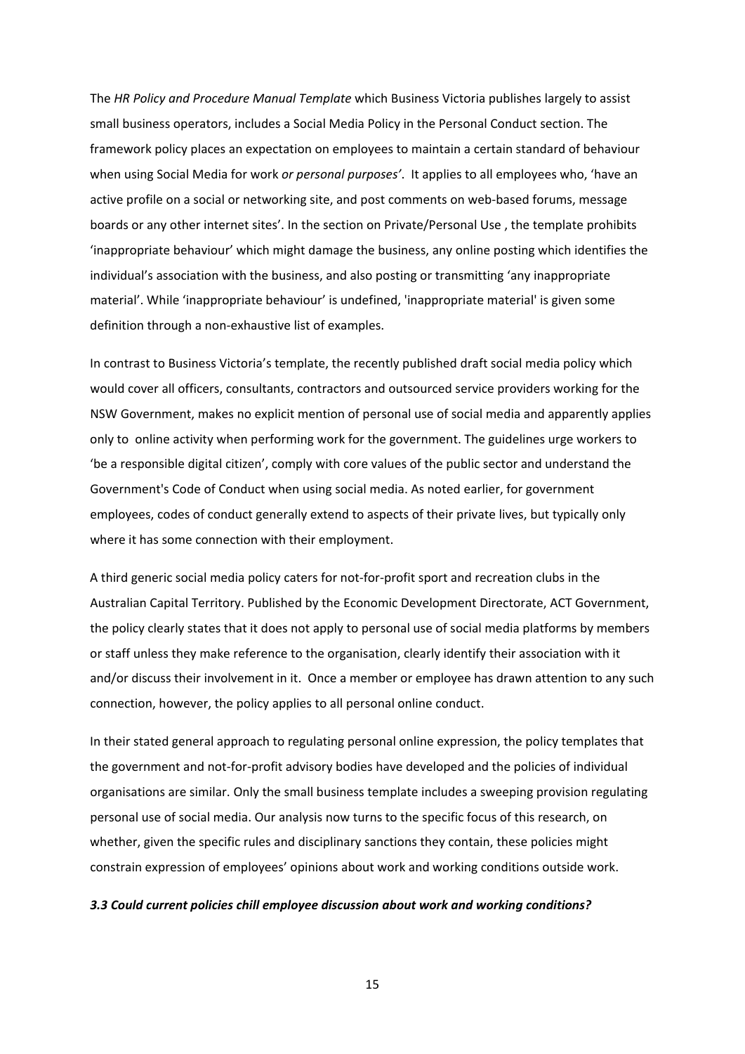The *HR Policy and Procedure Manual Template* which Business Victoria publishes largely to assist small business operators, includes a Social Media Policy in the Personal Conduct section. The framework policy places an expectation on employees to maintain a certain standard of behaviour when using Social Media for work *or personal purposes'*. It applies to all employees who, 'have an active profile on a social or networking site, and post comments on web-based forums, message boards or any other internet sites'. In the section on Private/Personal Use , the template prohibits 'inappropriate behaviour' which might damage the business, any online posting which identifies the individual's association with the business, and also posting or transmitting 'any inappropriate material'. While 'inappropriate behaviour' is undefined, 'inappropriate material' is given some definition through a non-exhaustive list of examples.

In contrast to Business Victoria's template, the recently published draft social media policy which would cover all officers, consultants, contractors and outsourced service providers working for the NSW Government, makes no explicit mention of personal use of social media and apparently applies only to online activity when performing work for the government. The guidelines urge workers to 'be a responsible digital citizen', comply with core values of the public sector and understand the Government's Code of Conduct when using social media. As noted earlier, for government employees, codes of conduct generally extend to aspects of their private lives, but typically only where it has some connection with their employment.

A third generic social media policy caters for not-for-profit sport and recreation clubs in the Australian Capital Territory. Published by the Economic Development Directorate, ACT Government, the policy clearly states that it does not apply to personal use of social media platforms by members or staff unless they make reference to the organisation, clearly identify their association with it and/or discuss their involvement in it. Once a member or employee has drawn attention to any such connection, however, the policy applies to all personal online conduct.

In their stated general approach to regulating personal online expression, the policy templates that the government and not-for-profit advisory bodies have developed and the policies of individual organisations are similar. Only the small business template includes a sweeping provision regulating personal use of social media. Our analysis now turns to the specific focus of this research, on whether, given the specific rules and disciplinary sanctions they contain, these policies might constrain expression of employees' opinions about work and working conditions outside work.

### *3.3 Could current policies chill employee discussion about work and working conditions?*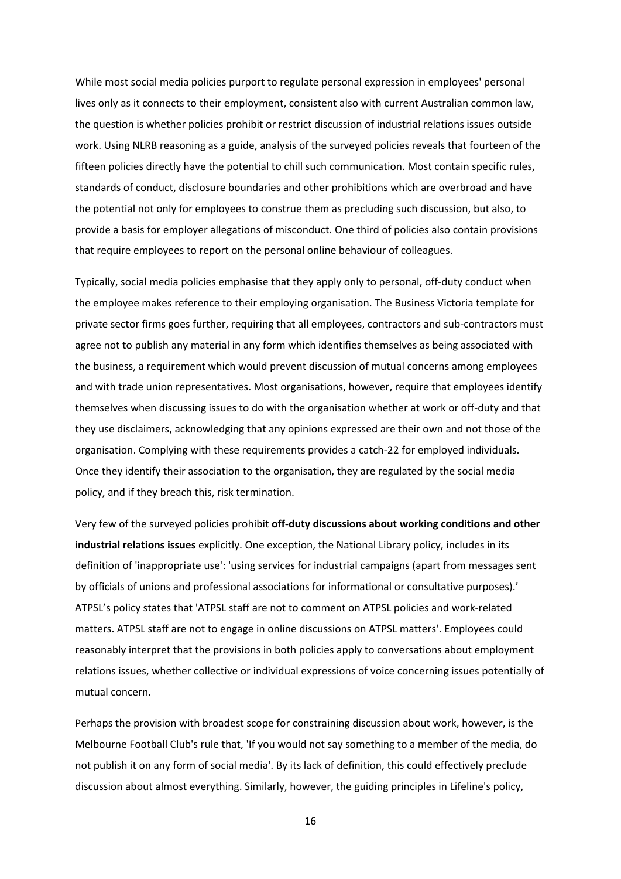While most social media policies purport to regulate personal expression in employees' personal lives only as it connects to their employment, consistent also with current Australian common law, the question is whether policies prohibit or restrict discussion of industrial relations issues outside work. Using NLRB reasoning as a guide, analysis of the surveyed policies reveals that fourteen of the fifteen policies directly have the potential to chill such communication. Most contain specific rules, standards of conduct, disclosure boundaries and other prohibitions which are overbroad and have the potential not only for employees to construe them as precluding such discussion, but also, to provide a basis for employer allegations of misconduct. One third of policies also contain provisions that require employees to report on the personal online behaviour of colleagues.

Typically, social media policies emphasise that they apply only to personal, off-duty conduct when the employee makes reference to their employing organisation. The Business Victoria template for private sector firms goes further, requiring that all employees, contractors and sub-contractors must agree not to publish any material in any form which identifies themselves as being associated with the business, a requirement which would prevent discussion of mutual concerns among employees and with trade union representatives. Most organisations, however, require that employees identify themselves when discussing issues to do with the organisation whether at work or off-duty and that they use disclaimers, acknowledging that any opinions expressed are their own and not those of the organisation. Complying with these requirements provides a catch-22 for employed individuals. Once they identify their association to the organisation, they are regulated by the social media policy, and if they breach this, risk termination.

Very few of the surveyed policies prohibit **off-duty discussions about working conditions and other industrial relations issues** explicitly. One exception, the National Library policy, includes in its definition of 'inappropriate use': 'using services for industrial campaigns (apart from messages sent by officials of unions and professional associations for informational or consultative purposes).' ATPSL's policy states that 'ATPSL staff are not to comment on ATPSL policies and work-related matters. ATPSL staff are not to engage in online discussions on ATPSL matters'. Employees could reasonably interpret that the provisions in both policies apply to conversations about employment relations issues, whether collective or individual expressions of voice concerning issues potentially of mutual concern.

Perhaps the provision with broadest scope for constraining discussion about work, however, is the Melbourne Football Club's rule that, 'If you would not say something to a member of the media, do not publish it on any form of social media'. By its lack of definition, this could effectively preclude discussion about almost everything. Similarly, however, the guiding principles in Lifeline's policy,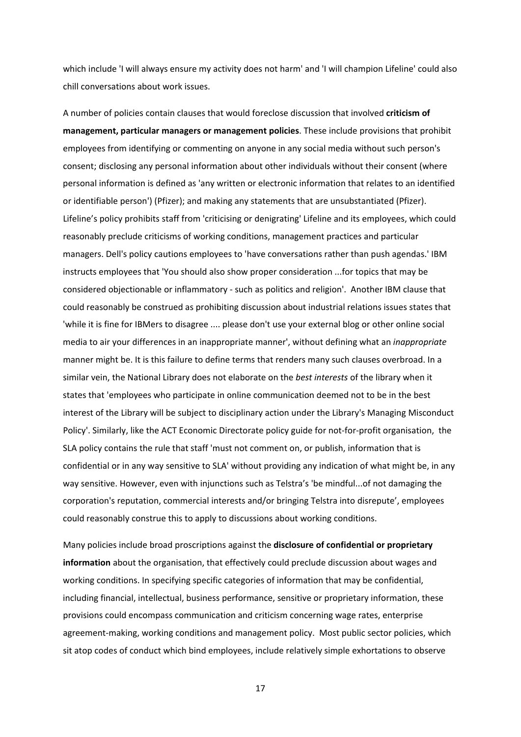which include 'I will always ensure my activity does not harm' and 'I will champion Lifeline' could also chill conversations about work issues.

A number of policies contain clauses that would foreclose discussion that involved **criticism of management, particular managers or management policies**. These include provisions that prohibit employees from identifying or commenting on anyone in any social media without such person's consent; disclosing any personal information about other individuals without their consent (where personal information is defined as 'any written or electronic information that relates to an identified or identifiable person') (Pfizer); and making any statements that are unsubstantiated (Pfizer). Lifeline's policy prohibits staff from 'criticising or denigrating' Lifeline and its employees, which could reasonably preclude criticisms of working conditions, management practices and particular managers. Dell's policy cautions employees to 'have conversations rather than push agendas.' IBM instructs employees that 'You should also show proper consideration ...for topics that may be considered objectionable or inflammatory - such as politics and religion'. Another IBM clause that could reasonably be construed as prohibiting discussion about industrial relations issues states that 'while it is fine for IBMers to disagree .... please don't use your external blog or other online social media to air your differences in an inappropriate manner', without defining what an *inappropriate* manner might be. It is this failure to define terms that renders many such clauses overbroad. In a similar vein, the National Library does not elaborate on the *best interests* of the library when it states that 'employees who participate in online communication deemed not to be in the best interest of the Library will be subject to disciplinary action under the Library's Managing Misconduct Policy'. Similarly, like the ACT Economic Directorate policy guide for not-for-profit organisation, the SLA policy contains the rule that staff 'must not comment on, or publish, information that is confidential or in any way sensitive to SLA' without providing any indication of what might be, in any way sensitive. However, even with injunctions such as Telstra's 'be mindful...of not damaging the corporation's reputation, commercial interests and/or bringing Telstra into disrepute', employees could reasonably construe this to apply to discussions about working conditions.

Many policies include broad proscriptions against the **disclosure of confidential or proprietary information** about the organisation, that effectively could preclude discussion about wages and working conditions. In specifying specific categories of information that may be confidential, including financial, intellectual, business performance, sensitive or proprietary information, these provisions could encompass communication and criticism concerning wage rates, enterprise agreement-making, working conditions and management policy. Most public sector policies, which sit atop codes of conduct which bind employees, include relatively simple exhortations to observe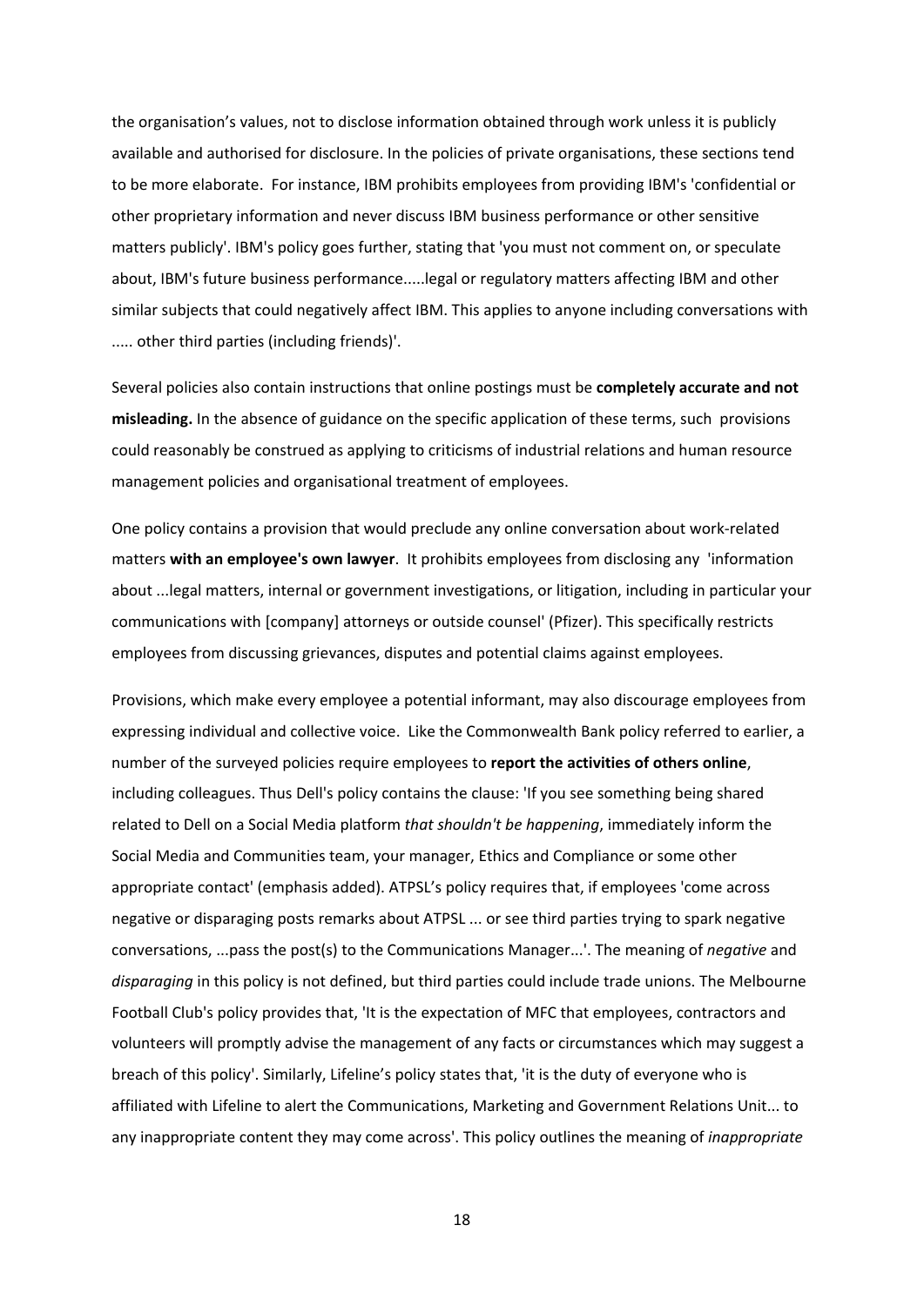the organisation's values, not to disclose information obtained through work unless it is publicly available and authorised for disclosure. In the policies of private organisations, these sections tend to be more elaborate. For instance, IBM prohibits employees from providing IBM's 'confidential or other proprietary information and never discuss IBM business performance or other sensitive matters publicly'. IBM's policy goes further, stating that 'you must not comment on, or speculate about, IBM's future business performance.....legal or regulatory matters affecting IBM and other similar subjects that could negatively affect IBM. This applies to anyone including conversations with ..... other third parties (including friends)'.

Several policies also contain instructions that online postings must be **completely accurate and not misleading.** In the absence of guidance on the specific application of these terms, such provisions could reasonably be construed as applying to criticisms of industrial relations and human resource management policies and organisational treatment of employees.

One policy contains a provision that would preclude any online conversation about work-related matters **with an employee's own lawyer**. It prohibits employees from disclosing any 'information about ...legal matters, internal or government investigations, or litigation, including in particular your communications with [company] attorneys or outside counsel' (Pfizer). This specifically restricts employees from discussing grievances, disputes and potential claims against employees.

Provisions, which make every employee a potential informant, may also discourage employees from expressing individual and collective voice. Like the Commonwealth Bank policy referred to earlier, a number of the surveyed policies require employees to **report the activities of others online**, including colleagues. Thus Dell's policy contains the clause: 'If you see something being shared related to Dell on a Social Media platform *that shouldn't be happening*, immediately inform the Social Media and Communities team, your manager, Ethics and Compliance or some other appropriate contact' (emphasis added). ATPSL's policy requires that, if employees 'come across negative or disparaging posts remarks about ATPSL ... or see third parties trying to spark negative conversations, ...pass the post(s) to the Communications Manager...'. The meaning of *negative* and *disparaging* in this policy is not defined, but third parties could include trade unions. The Melbourne Football Club's policy provides that, 'It is the expectation of MFC that employees, contractors and volunteers will promptly advise the management of any facts or circumstances which may suggest a breach of this policy'. Similarly, Lifeline's policy states that, 'it is the duty of everyone who is affiliated with Lifeline to alert the Communications, Marketing and Government Relations Unit... to any inappropriate content they may come across'. This policy outlines the meaning of *inappropriate*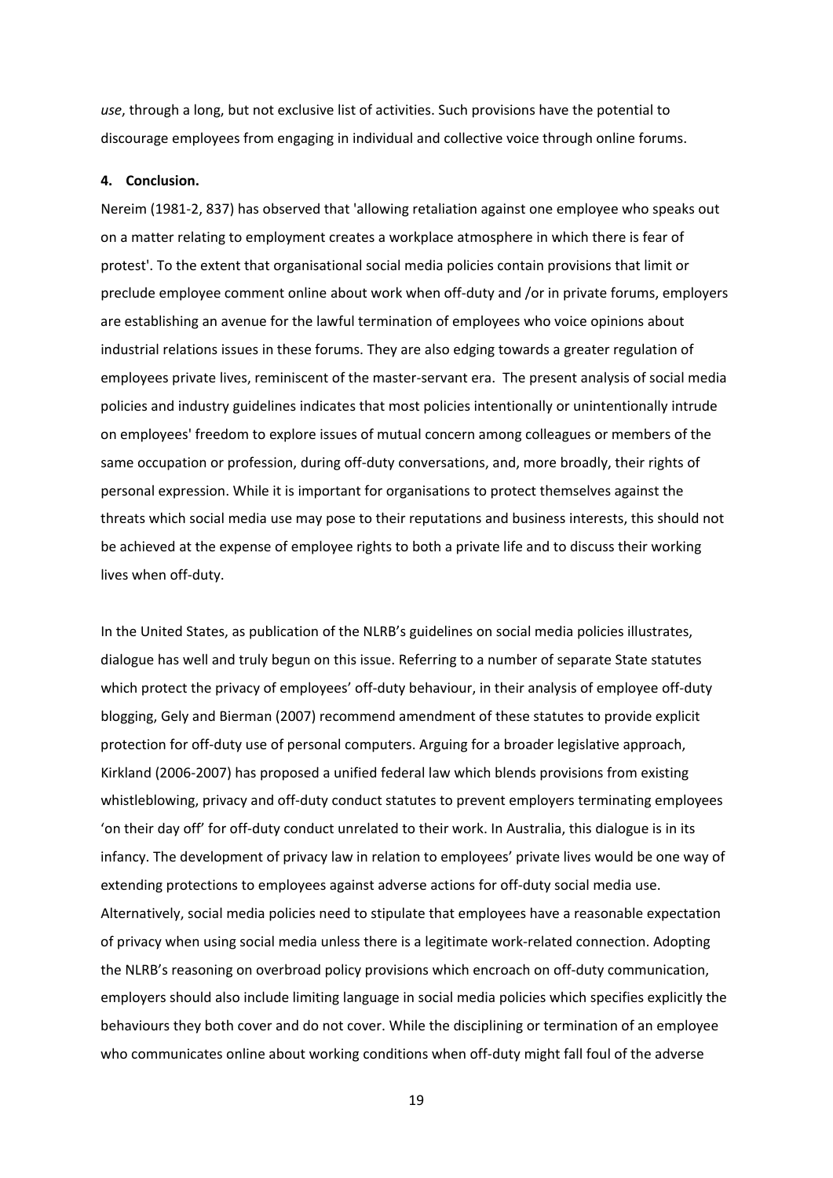*use*, through a long, but not exclusive list of activities. Such provisions have the potential to discourage employees from engaging in individual and collective voice through online forums.

## 4. Conclusion.

Nereim (1981-2, 837) has observed that 'allowing retaliation against one employee who speaks out on a matter relating to employment creates a workplace atmosphere in which there is fear of protest'. To the extent that organisational social media policies contain provisions that limit or preclude employee comment online about work when off-duty and /or in private forums, employers are establishing an avenue for the lawful termination of employees who voice opinions about industrial relations issues in these forums. They are also edging towards a greater regulation of employees private lives, reminiscent of the master-servant era. The present analysis of social media policies and industry guidelines indicates that most policies intentionally or unintentionally intrude on employees' freedom to explore issues of mutual concern among colleagues or members of the same occupation or profession, during off-duty conversations, and, more broadly, their rights of personal expression. While it is important for organisations to protect themselves against the threats which social media use may pose to their reputations and business interests, this should not be achieved at the expense of employee rights to both a private life and to discuss their working lives when off-duty.

In the United States, as publication of the NLRB's guidelines on social media policies illustrates, dialogue has well and truly begun on this issue. Referring to a number of separate State statutes which protect the privacy of employees' off-duty behaviour, in their analysis of employee off-duty blogging, Gely and Bierman (2007) recommend amendment of these statutes to provide explicit protection for off-duty use of personal computers. Arguing for a broader legislative approach, Kirkland (2006-2007) has proposed a unified federal law which blends provisions from existing whistleblowing, privacy and off-duty conduct statutes to prevent employers terminating employees 'on their day off' for off-duty conduct unrelated to their work. In Australia, this dialogue is in its infancy. The development of privacy law in relation to employees' private lives would be one way of extending protections to employees against adverse actions for off-duty social media use. Alternatively, social media policies need to stipulate that employees have a reasonable expectation of privacy when using social media unless there is a legitimate work-related connection. Adopting the NLRB's reasoning on overbroad policy provisions which encroach on off-duty communication, employers should also include limiting language in social media policies which specifies explicitly the behaviours they both cover and do not cover. While the disciplining or termination of an employee who communicates online about working conditions when off-duty might fall foul of the adverse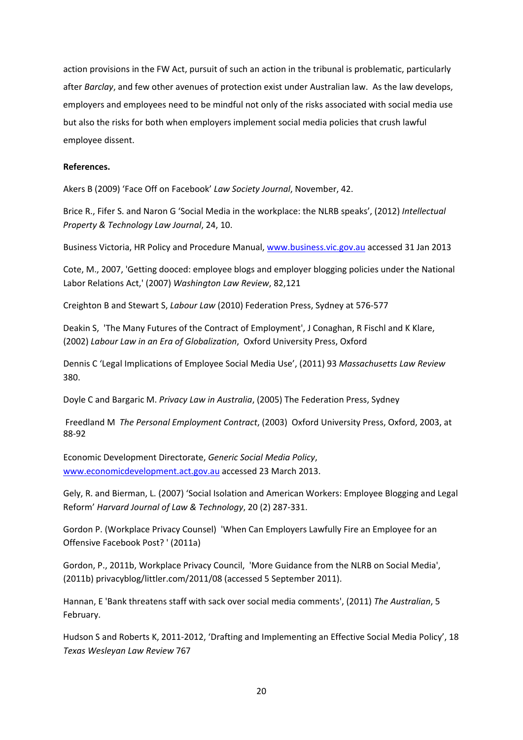action provisions in the FW Act, pursuit of such an action in the tribunal is problematic, particularly after *Barclay*, and few other avenues of protection exist under Australian law. As the law develops, employers and employees need to be mindful not only of the risks associated with social media use but also the risks for both when employers implement social media policies that crush lawful employee dissent.

**References.**

Akers B (2009) 'Face Off on Facebook' *Law Society Journal*, November, 42.

Brice R., Fifer S. and Naron G 'Social Media in the workplace: the NLRB speaks', (2012) *Intellectual Property & Technology Law Journal*, 24, 10.

Business Victoria, HR Policy and Procedure Manual, www.business.vic.gov.au accessed 31 Jan 2013

Cote, M., 2007, 'Getting dooced: employee blogs and employer blogging policies under the National Labor Relations Act,' (2007) *Washington Law Review*, 82,121

Creighton B and Stewart S, *Labour Law* (2010) Federation Press, Sydney at 576-577

Deakin S, 'The Many Futures of the Contract of Employment', J Conaghan, R Fischl and K Klare, (2002) *Labour Law in an Era of Globalization*, Oxford University Press, Oxford

Dennis C 'Legal Implications of Employee Social Media Use', (2011) 93 *Massachusetts Law Review* 380.

Doyle C and Bargaric M. *Privacy Law in Australia*, (2005) The Federation Press, Sydney

Freedland M *The Personal Employment Contract*, (2003) Oxford University Press, Oxford, 2003, at 88-92

Economic Development Directorate, *Generic Social Media Policy*, www.economicdevelopment.act.gov.au accessed 23 March 2013.

Gely, R. and Bierman, L. (2007) 'Social Isolation and American Workers: Employee Blogging and Legal Reform' *Harvard Journal of Law & Technology*, 20 (2) 287-331.

Gordon P. (Workplace Privacy Counsel) 'When Can Employers Lawfully Fire an Employee for an Offensive Facebook Post? ' (2011a)

Gordon, P., 2011b, Workplace Privacy Council, 'More Guidance from the NLRB on Social Media', (2011b) privacyblog/littler.com/2011/08 (accessed 5 September 2011).

Hannan, E 'Bank threatens staff with sack over social media comments', (2011) *The Australian*, 5 February.

Hudson S and Roberts K, 2011-2012, 'Drafting and Implementing an Effective Social Media Policy', 18 *Texas Wesleyan Law Review* 767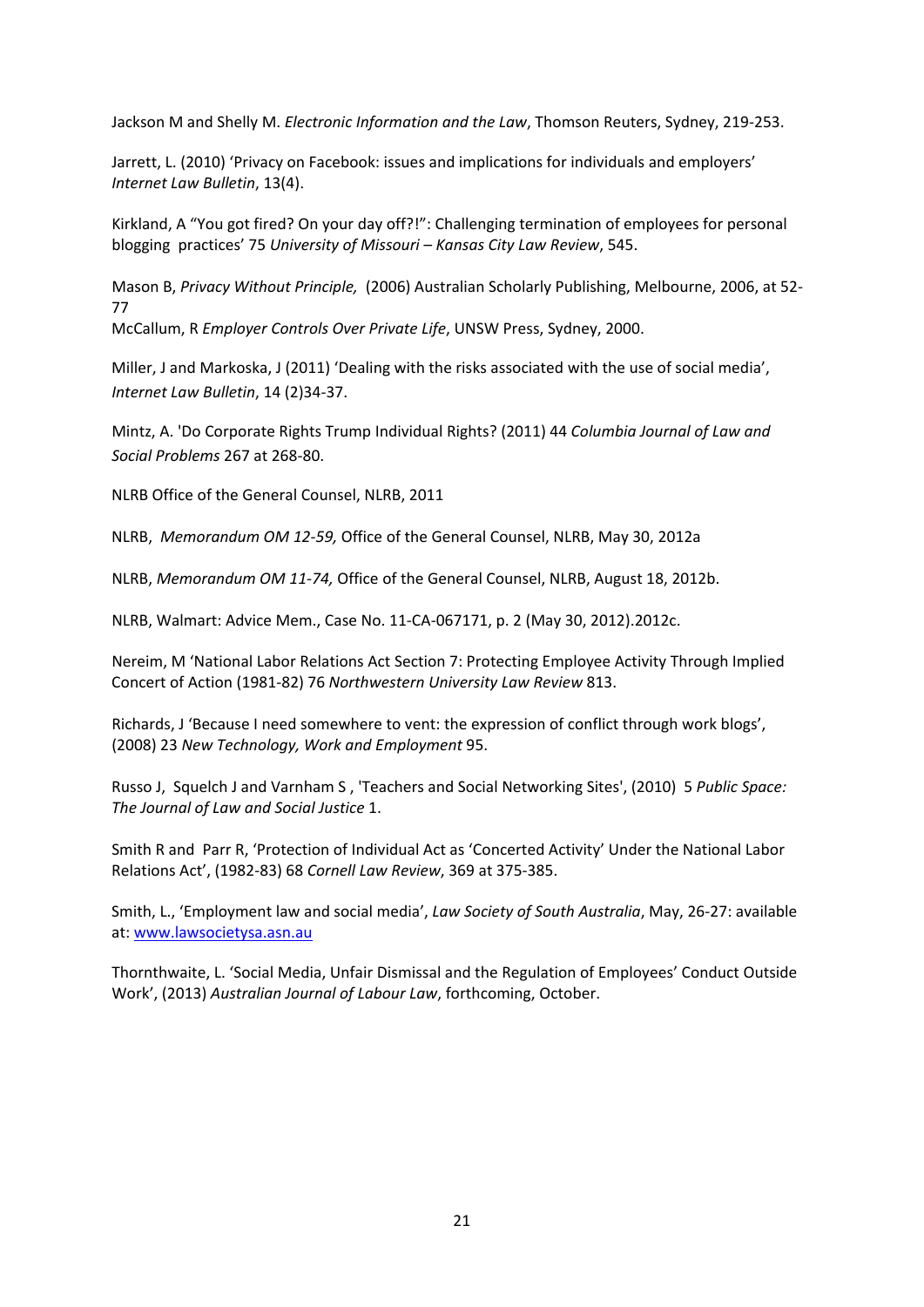Jackson M and Shelly M. *Electronic Information and the Law*, Thomson Reuters, Sydney, 219-253.

Jarrett, L. (2010) 'Privacy on Facebook: issues and implications for individuals and employers' *Internet Law Bulletin*, 13(4).

Kirkland, A "You got fired? On your day off?!": Challenging termination of employees for personal blogging practices' 75 *University of Missouri – Kansas City Law Review*, 545.

Mason B, *Privacy Without Principle,* (2006) Australian Scholarly Publishing, Melbourne, 2006, at 52-77

McCallum, R *Employer Controls Over Private Life*, UNSW Press, Sydney, 2000.

Miller, J and Markoska, J (2011) 'Dealing with the risks associated with the use of social media', *Internet Law Bulletin*, 14 (2)34-37.

Mintz, A. 'Do Corporate Rights Trump Individual Rights? (2011) 44 *Columbia Journal of Law and Social Problems* 267 at 268-80.

NLRB Office of the General Counsel, NLRB, 2011

NLRB, *Memorandum OM 12-59,* Office of the General Counsel, NLRB, May 30, 2012a

NLRB, *Memorandum OM 11-74,* Office of the General Counsel, NLRB, August 18, 2012b.

NLRB, Walmart: Advice Mem., Case No. 11-CA-067171, p. 2 (May 30, 2012).2012c.

Nereim, M 'National Labor Relations Act Section 7: Protecting Employee Activity Through Implied Concert of Action (1981-82) 76 *Northwestern University Law Review* 813.

Richards, J 'Because I need somewhere to vent: the expression of conflict through work blogs', (2008) 23 *New Technology, Work and Employment* 95.

Russo J, Squelch J and Varnham S , 'Teachers and Social Networking Sites', (2010) 5 *Public Space: The Journal of Law and Social Justice* 1.

Smith R and Parr R, 'Protection of Individual Act as 'Concerted Activity' Under the National Labor Relations Act', (1982-83) 68 *Cornell Law Review*, 369 at 375-385.

Smith, L., 'Employment law and social media', *Law Society of South Australia*, May, 26-27: available at: www.lawsocietysa.asn.au

Thornthwaite, L. 'Social Media, Unfair Dismissal and the Regulation of Employees' Conduct Outside Work', (2013) *Australian Journal of Labour Law*, forthcoming, October.